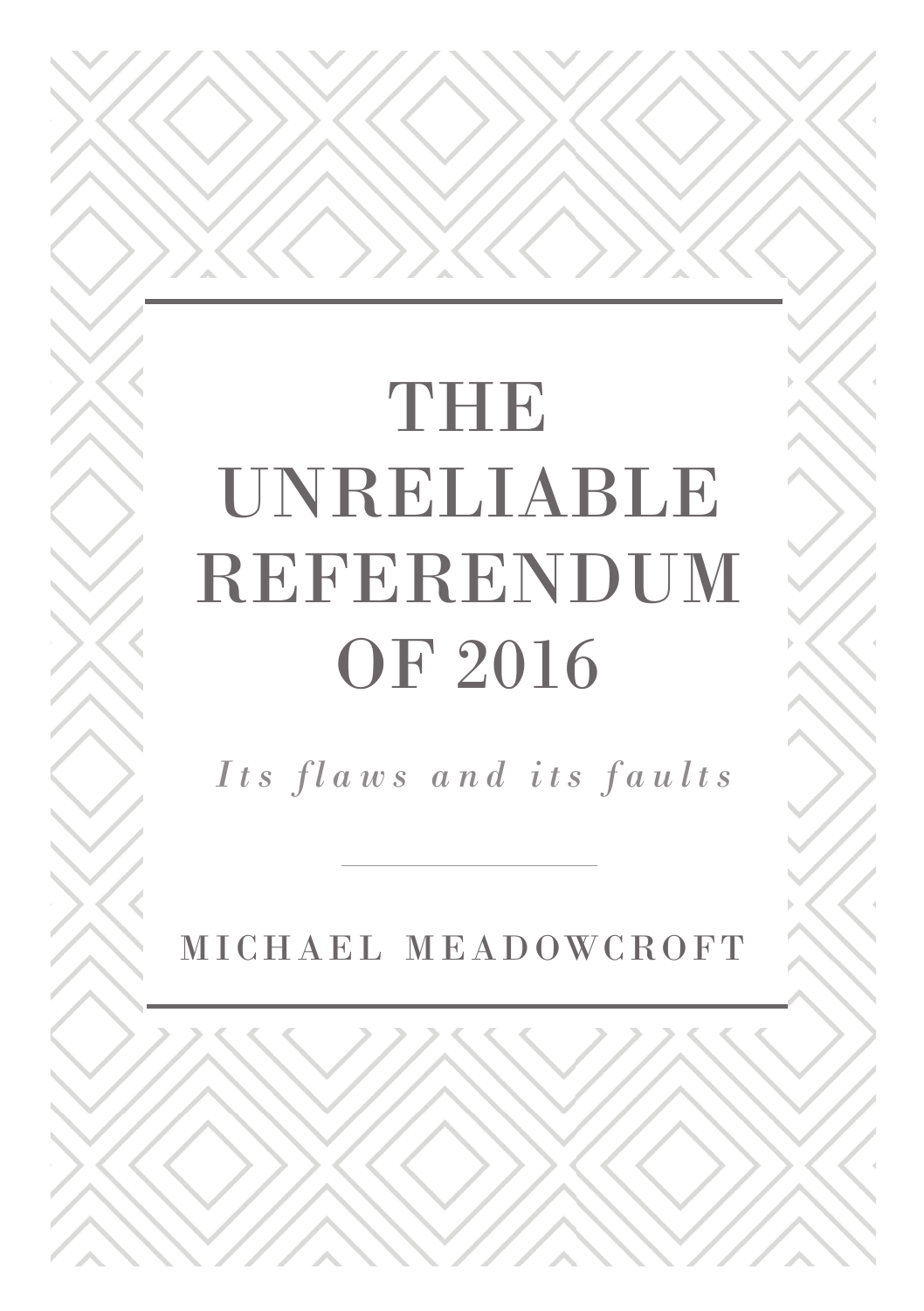# THE UNRELIABLE REFERENDUM OF 2016

*Its flaws and its faults*

---

MICHAEL MEADOWCROFT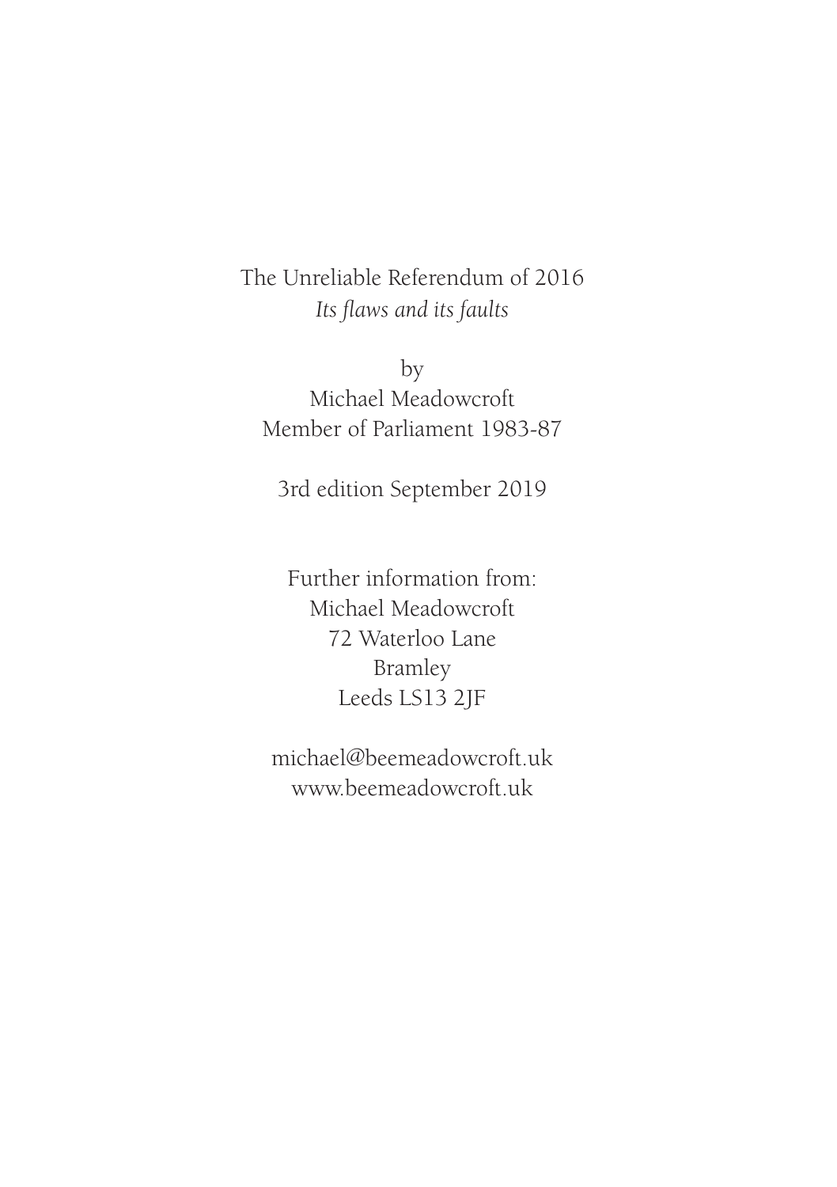The Unreliable Referendum of 2016

*Its flaws and its faults*

by

Michael Meadowcroft

Member of Parliament 1983-87

3rd edition September 2019

Further information from:

Michael Meadowcroft

72 Waterloo Lane

Bramley

Leeds LS13 2JF

michael@beemeadowcroft.uk

www.beemeadowcroft.uk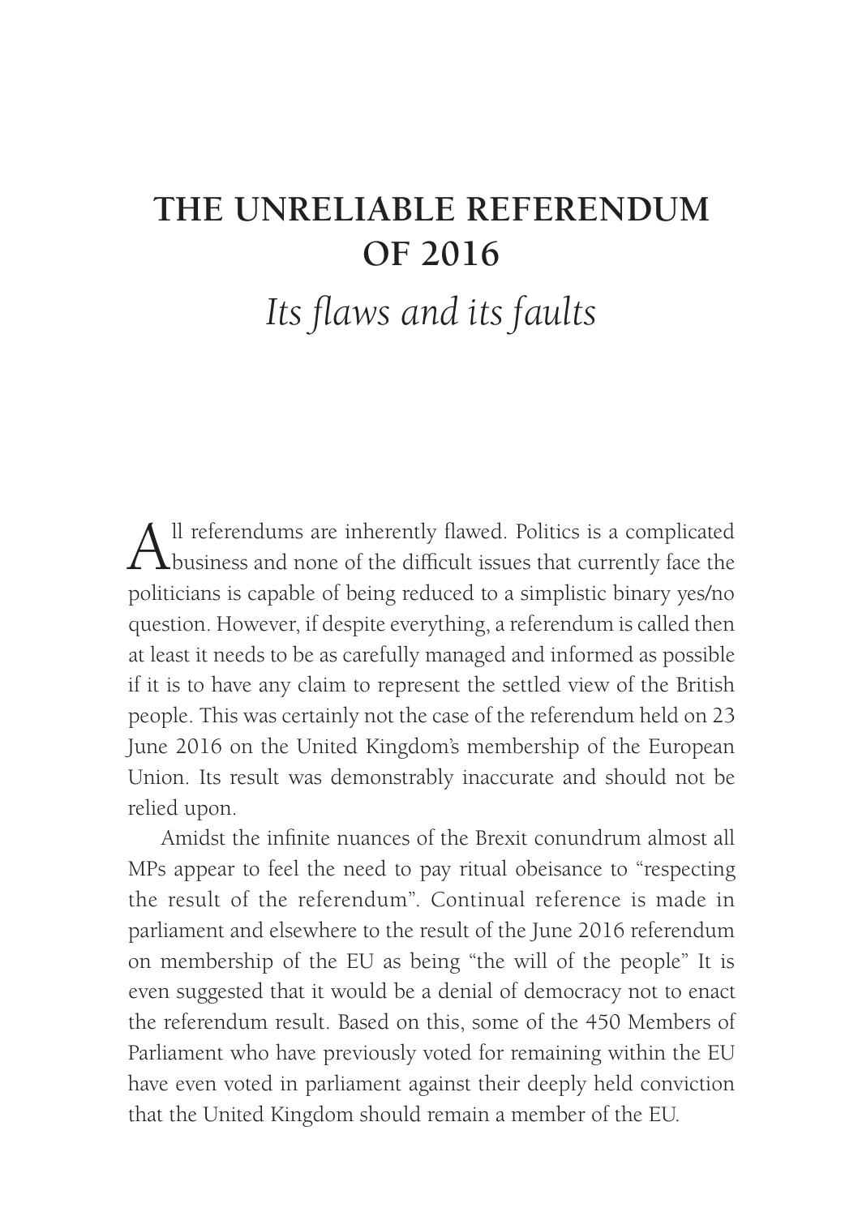# THE UNRELIABLE REFERENDUM OF 2016

## *Its flaws and its faults*

All referendums are inherently flawed. Politics is a complicated business and none of the difficult issues that currently face the politicians is capable of being reduced to a simplistic binary yes/no question. However, if despite everything, a referendum is called then at least it needs to be as carefully managed and informed as possible if it is to have any claim to represent the settled view of the British people. This was certainly not the case of the referendum held on 23 June 2016 on the United Kingdom's membership of the European Union. Its result was demonstrably inaccurate and should not be relied upon.

Amidst the infinite nuances of the Brexit conundrum almost all MPs appear to feel the need to pay ritual obeisance to "respecting the result of the referendum". Continual reference is made in parliament and elsewhere to the result of the June 2016 referendum on membership of the EU as being "the will of the people" It is even suggested that it would be a denial of democracy not to enact the referendum result. Based on this, some of the 450 Members of Parliament who have previously voted for remaining within the EU have even voted in parliament against their deeply held conviction that the United Kingdom should remain a member of the EU.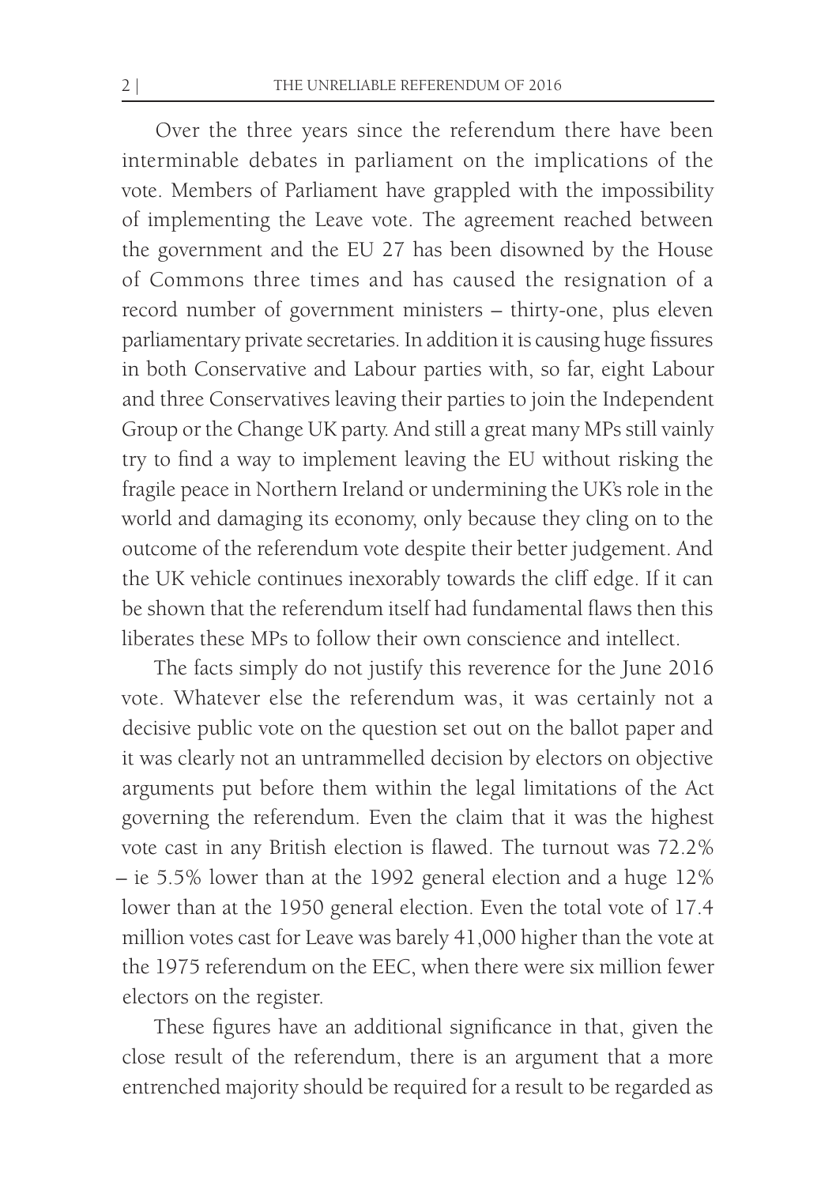Over the three years since the referendum there have been interminable debates in parliament on the implications of the vote. Members of Parliament have grappled with the impossibility of implementing the Leave vote. The agreement reached between the government and the EU 27 has been disowned by the House of Commons three times and has caused the resignation of a record number of government ministers – thirty-one, plus eleven parliamentary private secretaries. In addition it is causing huge fissures in both Conservative and Labour parties with, so far, eight Labour and three Conservatives leaving their parties to join the Independent Group or the Change UK party. And still a great many MPs still vainly try to find a way to implement leaving the EU without risking the fragile peace in Northern Ireland or undermining the UK's role in the world and damaging its economy, only because they cling on to the outcome of the referendum vote despite their better judgement. And the UK vehicle continues inexorably towards the cliff edge. If it can be shown that the referendum itself had fundamental flaws then this liberates these MPs to follow their own conscience and intellect.

The facts simply do not justify this reverence for the June 2016 vote. Whatever else the referendum was, it was certainly not a decisive public vote on the question set out on the ballot paper and it was clearly not an untrammelled decision by electors on objective arguments put before them within the legal limitations of the Act governing the referendum. Even the claim that it was the highest vote cast in any British election is flawed. The turnout was 72.2% – ie 5.5% lower than at the 1992 general election and a huge 12% lower than at the 1950 general election. Even the total vote of 17.4 million votes cast for Leave was barely 41,000 higher than the vote at the 1975 referendum on the EEC, when there were six million fewer electors on the register.

These figures have an additional significance in that, given the close result of the referendum, there is an argument that a more entrenched majority should be required for a result to be regarded as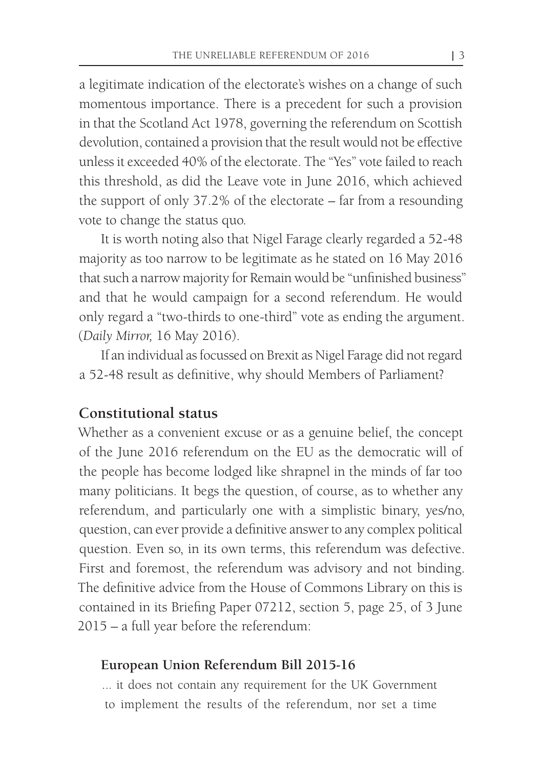a legitimate indication of the electorate's wishes on a change of such momentous importance. There is a precedent for such a provision in that the Scotland Act 1978, governing the referendum on Scottish devolution, contained a provision that the result would not be effective unless it exceeded 40% of the electorate. The "Yes" vote failed to reach this threshold, as did the Leave vote in June 2016, which achieved the support of only 37.2% of the electorate – far from a resounding vote to change the status quo.

It is worth noting also that Nigel Farage clearly regarded a 52-48 majority as too narrow to be legitimate as he stated on 16 May 2016 that such a narrow majority for Remain would be "unfinished business" and that he would campaign for a second referendum. He would only regard a "two-thirds to one-third" vote as ending the argument. (*Daily Mirror,* 16 May 2016).

If an individual as focussed on Brexit as Nigel Farage did not regard a 52-48 result as definitive, why should Members of Parliament?

## Constitutional status

Whether as a convenient excuse or as a genuine belief, the concept of the June 2016 referendum on the EU as the democratic will of the people has become lodged like shrapnel in the minds of far too many politicians. It begs the question, of course, as to whether any referendum, and particularly one with a simplistic binary, yes/no, question, can ever provide a definitive answer to any complex political question. Even so, in its own terms, this referendum was defective. First and foremost, the referendum was advisory and not binding. The definitive advice from the House of Commons Library on this is contained in its Briefing Paper 07212, section 5, page 25, of 3 June 2015 – a full year before the referendum:

> **European Union Referendum Bill 2015-16**
>
> ... it does not contain any requirement for the UK Government to implement the results of the referendum, nor set a time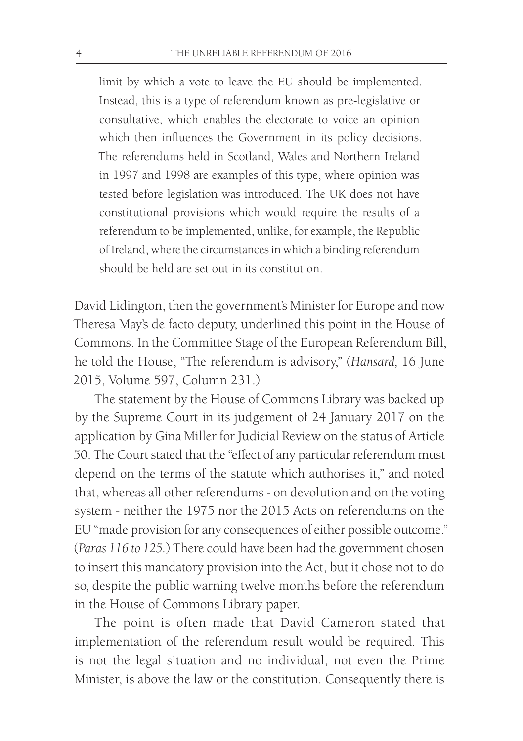> limit by which a vote to leave the EU should be implemented. Instead, this is a type of referendum known as pre-legislative or consultative, which enables the electorate to voice an opinion which then influences the Government in its policy decisions. The referendums held in Scotland, Wales and Northern Ireland in 1997 and 1998 are examples of this type, where opinion was tested before legislation was introduced. The UK does not have constitutional provisions which would require the results of a referendum to be implemented, unlike, for example, the Republic of Ireland, where the circumstances in which a binding referendum should be held are set out in its constitution.

David Lidington, then the government's Minister for Europe and now Theresa May's de facto deputy, underlined this point in the House of Commons. In the Committee Stage of the European Referendum Bill, he told the House, "The referendum is advisory," (*Hansard,* 16 June 2015, Volume 597, Column 231.)

The statement by the House of Commons Library was backed up by the Supreme Court in its judgement of 24 January 2017 on the application by Gina Miller for Judicial Review on the status of Article 50. The Court stated that the "effect of any particular referendum must depend on the terms of the statute which authorises it," and noted that, whereas all other referendums - on devolution and on the voting system - neither the 1975 nor the 2015 Acts on referendums on the EU "made provision for any consequences of either possible outcome." (*Paras 116 to 125.*) There could have been had the government chosen to insert this mandatory provision into the Act, but it chose not to do so, despite the public warning twelve months before the referendum in the House of Commons Library paper.

The point is often made that David Cameron stated that implementation of the referendum result would be required. This is not the legal situation and no individual, not even the Prime Minister, is above the law or the constitution. Consequently there is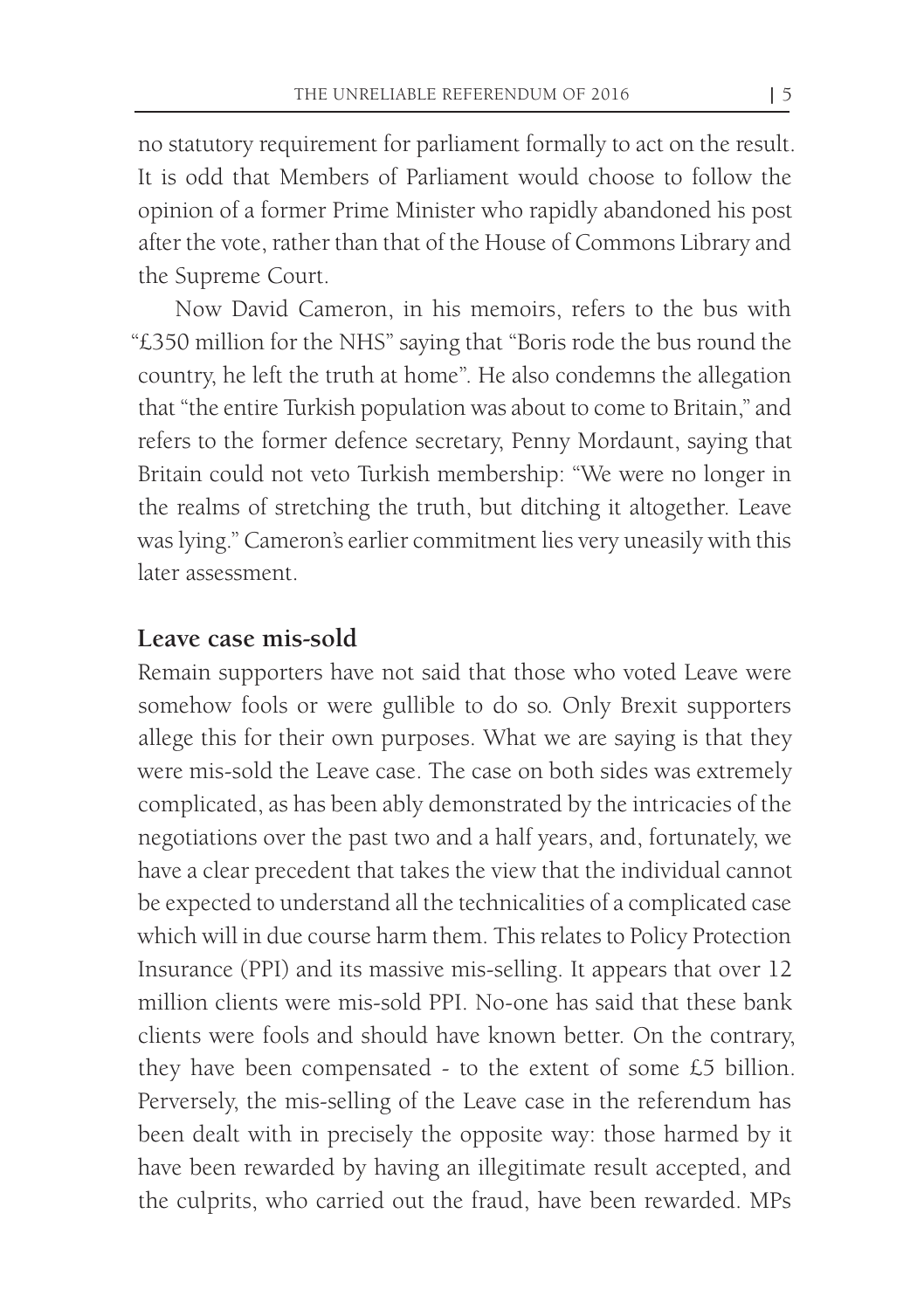no statutory requirement for parliament formally to act on the result. It is odd that Members of Parliament would choose to follow the opinion of a former Prime Minister who rapidly abandoned his post after the vote, rather than that of the House of Commons Library and the Supreme Court.

Now David Cameron, in his memoirs, refers to the bus with "£350 million for the NHS" saying that "Boris rode the bus round the country, he left the truth at home". He also condemns the allegation that "the entire Turkish population was about to come to Britain," and refers to the former defence secretary, Penny Mordaunt, saying that Britain could not veto Turkish membership: "We were no longer in the realms of stretching the truth, but ditching it altogether. Leave was lying." Cameron's earlier commitment lies very uneasily with this later assessment.

## Leave case mis-sold

Remain supporters have not said that those who voted Leave were somehow fools or were gullible to do so. Only Brexit supporters allege this for their own purposes. What we are saying is that they were mis-sold the Leave case. The case on both sides was extremely complicated, as has been ably demonstrated by the intricacies of the negotiations over the past two and a half years, and, fortunately, we have a clear precedent that takes the view that the individual cannot be expected to understand all the technicalities of a complicated case which will in due course harm them. This relates to Policy Protection Insurance (PPI) and its massive mis-selling. It appears that over 12 million clients were mis-sold PPI. No-one has said that these bank clients were fools and should have known better. On the contrary, they have been compensated - to the extent of some £5 billion. Perversely, the mis-selling of the Leave case in the referendum has been dealt with in precisely the opposite way: those harmed by it have been rewarded by having an illegitimate result accepted, and the culprits, who carried out the fraud, have been rewarded. MPs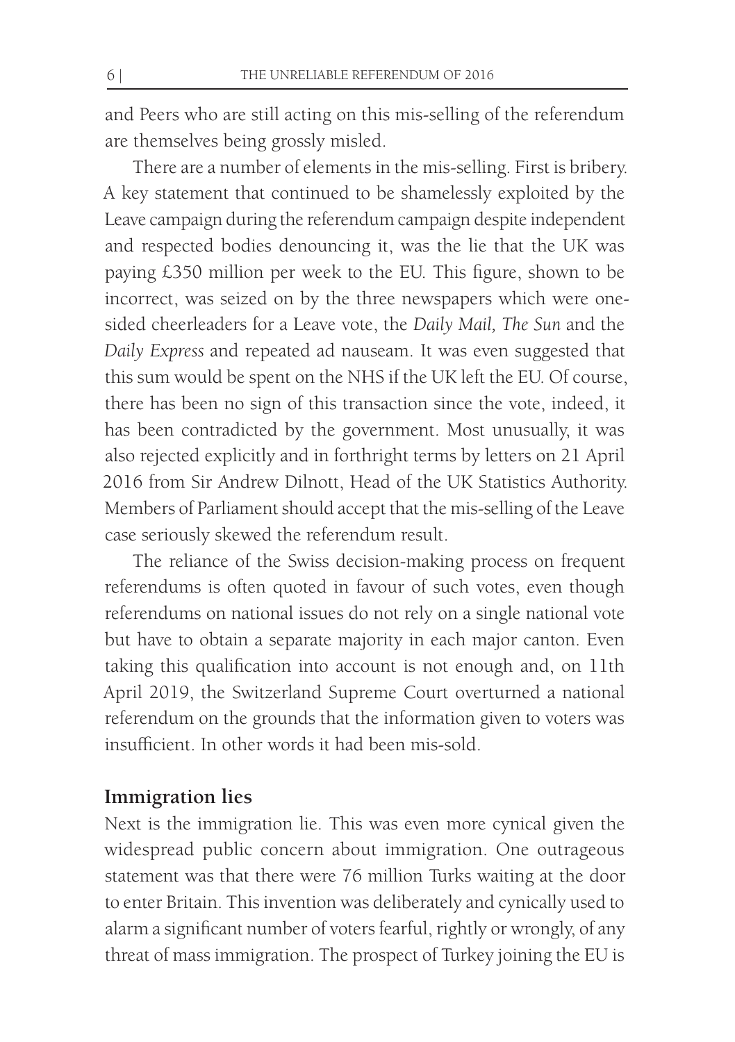and Peers who are still acting on this mis-selling of the referendum are themselves being grossly misled.

There are a number of elements in the mis-selling. First is bribery. A key statement that continued to be shamelessly exploited by the Leave campaign during the referendum campaign despite independent and respected bodies denouncing it, was the lie that the UK was paying £350 million per week to the EU. This figure, shown to be incorrect, was seized on by the three newspapers which were one-sided cheerleaders for a Leave vote, the *Daily Mail, The Sun* and the *Daily Express* and repeated ad nauseam. It was even suggested that this sum would be spent on the NHS if the UK left the EU. Of course, there has been no sign of this transaction since the vote, indeed, it has been contradicted by the government. Most unusually, it was also rejected explicitly and in forthright terms by letters on 21 April 2016 from Sir Andrew Dilnott, Head of the UK Statistics Authority. Members of Parliament should accept that the mis-selling of the Leave case seriously skewed the referendum result.

The reliance of the Swiss decision-making process on frequent referendums is often quoted in favour of such votes, even though referendums on national issues do not rely on a single national vote but have to obtain a separate majority in each major canton. Even taking this qualification into account is not enough and, on 11th April 2019, the Switzerland Supreme Court overturned a national referendum on the grounds that the information given to voters was insufficient. In other words it had been mis-sold.

## Immigration lies

Next is the immigration lie. This was even more cynical given the widespread public concern about immigration. One outrageous statement was that there were 76 million Turks waiting at the door to enter Britain. This invention was deliberately and cynically used to alarm a significant number of voters fearful, rightly or wrongly, of any threat of mass immigration. The prospect of Turkey joining the EU is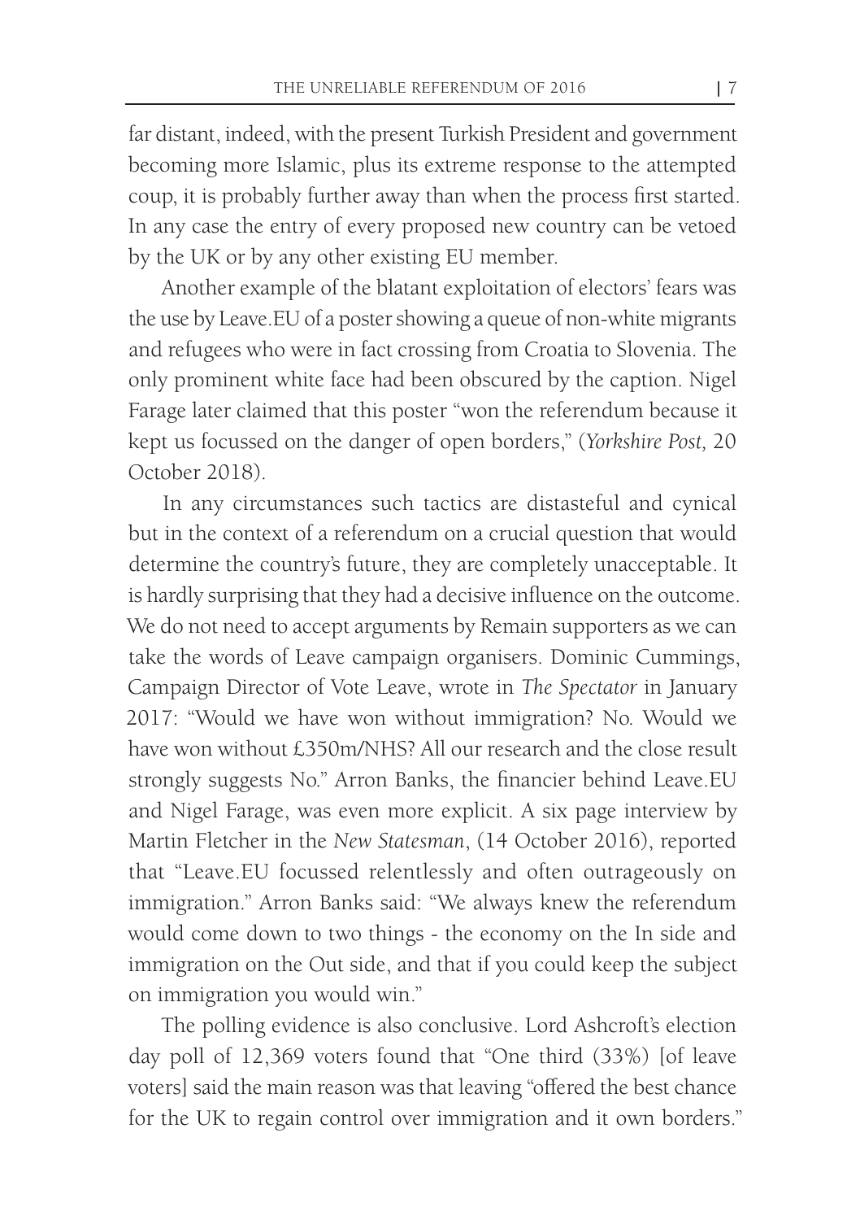far distant, indeed, with the present Turkish President and government becoming more Islamic, plus its extreme response to the attempted coup, it is probably further away than when the process first started. In any case the entry of every proposed new country can be vetoed by the UK or by any other existing EU member.

Another example of the blatant exploitation of electors' fears was the use by Leave.EU of a poster showing a queue of non-white migrants and refugees who were in fact crossing from Croatia to Slovenia. The only prominent white face had been obscured by the caption. Nigel Farage later claimed that this poster "won the referendum because it kept us focussed on the danger of open borders," (*Yorkshire Post,* 20 October 2018).

In any circumstances such tactics are distasteful and cynical but in the context of a referendum on a crucial question that would determine the country's future, they are completely unacceptable. It is hardly surprising that they had a decisive influence on the outcome. We do not need to accept arguments by Remain supporters as we can take the words of Leave campaign organisers. Dominic Cummings, Campaign Director of Vote Leave, wrote in *The Spectator* in January 2017: "Would we have won without immigration? No. Would we have won without £350m/NHS? All our research and the close result strongly suggests No." Arron Banks, the financier behind Leave.EU and Nigel Farage, was even more explicit. A six page interview by Martin Fletcher in the *New Statesman*, (14 October 2016), reported that "Leave.EU focussed relentlessly and often outrageously on immigration." Arron Banks said: "We always knew the referendum would come down to two things - the economy on the In side and immigration on the Out side, and that if you could keep the subject on immigration you would win."

The polling evidence is also conclusive. Lord Ashcroft's election day poll of 12,369 voters found that "One third (33%) [of leave voters] said the main reason was that leaving "offered the best chance for the UK to regain control over immigration and it own borders."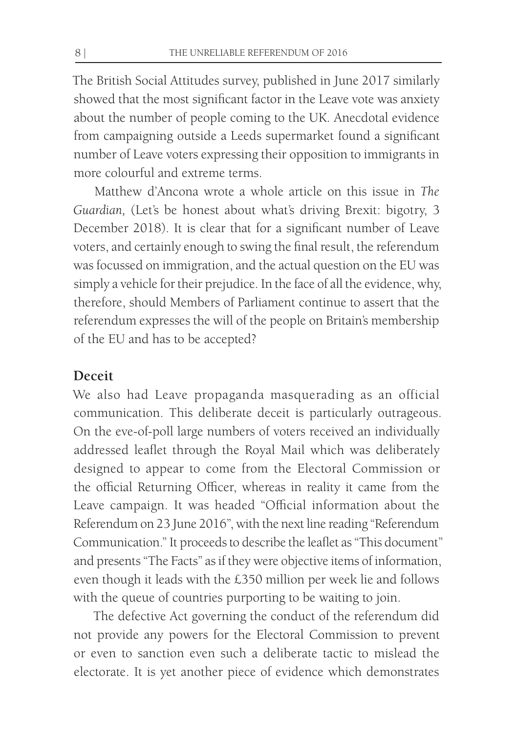The British Social Attitudes survey, published in June 2017 similarly showed that the most significant factor in the Leave vote was anxiety about the number of people coming to the UK. Anecdotal evidence from campaigning outside a Leeds supermarket found a significant number of Leave voters expressing their opposition to immigrants in more colourful and extreme terms.

Matthew d'Ancona wrote a whole article on this issue in *The Guardian,* (Let's be honest about what's driving Brexit: bigotry, 3 December 2018). It is clear that for a significant number of Leave voters, and certainly enough to swing the final result, the referendum was focussed on immigration, and the actual question on the EU was simply a vehicle for their prejudice. In the face of all the evidence, why, therefore, should Members of Parliament continue to assert that the referendum expresses the will of the people on Britain's membership of the EU and has to be accepted?

## Deceit

We also had Leave propaganda masquerading as an official communication. This deliberate deceit is particularly outrageous. On the eve-of-poll large numbers of voters received an individually addressed leaflet through the Royal Mail which was deliberately designed to appear to come from the Electoral Commission or the official Returning Officer, whereas in reality it came from the Leave campaign. It was headed "Official information about the Referendum on 23 June 2016", with the next line reading "Referendum Communication." It proceeds to describe the leaflet as "This document" and presents "The Facts" as if they were objective items of information, even though it leads with the £350 million per week lie and follows with the queue of countries purporting to be waiting to join.

The defective Act governing the conduct of the referendum did not provide any powers for the Electoral Commission to prevent or even to sanction even such a deliberate tactic to mislead the electorate. It is yet another piece of evidence which demonstrates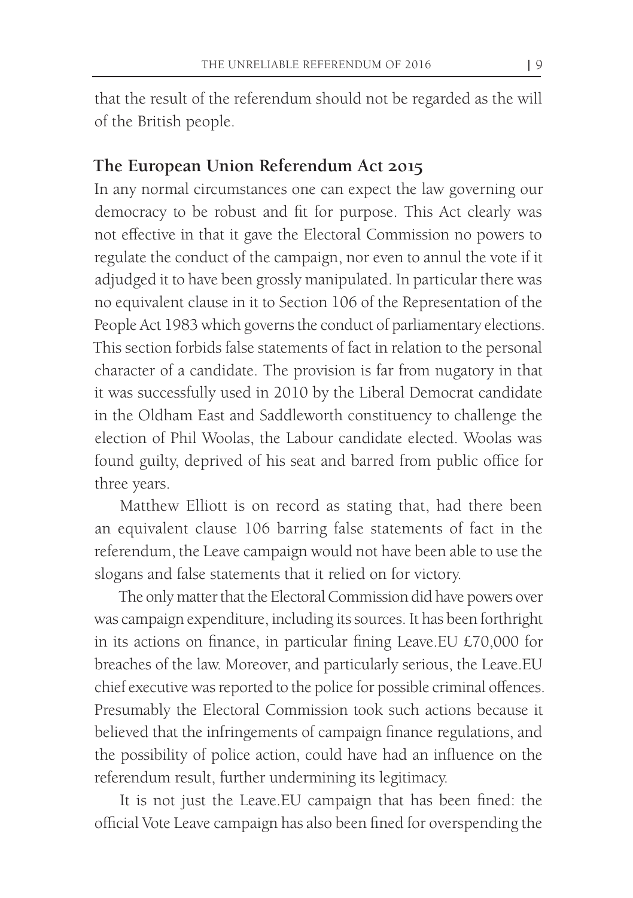that the result of the referendum should not be regarded as the will of the British people.

## The European Union Referendum Act 2015

In any normal circumstances one can expect the law governing our democracy to be robust and fit for purpose. This Act clearly was not effective in that it gave the Electoral Commission no powers to regulate the conduct of the campaign, nor even to annul the vote if it adjudged it to have been grossly manipulated. In particular there was no equivalent clause in it to Section 106 of the Representation of the People Act 1983 which governs the conduct of parliamentary elections. This section forbids false statements of fact in relation to the personal character of a candidate. The provision is far from nugatory in that it was successfully used in 2010 by the Liberal Democrat candidate in the Oldham East and Saddleworth constituency to challenge the election of Phil Woolas, the Labour candidate elected. Woolas was found guilty, deprived of his seat and barred from public office for three years.

Matthew Elliott is on record as stating that, had there been an equivalent clause 106 barring false statements of fact in the referendum, the Leave campaign would not have been able to use the slogans and false statements that it relied on for victory.

The only matter that the Electoral Commission did have powers over was campaign expenditure, including its sources. It has been forthright in its actions on finance, in particular fining Leave.EU £70,000 for breaches of the law. Moreover, and particularly serious, the Leave.EU chief executive was reported to the police for possible criminal offences. Presumably the Electoral Commission took such actions because it believed that the infringements of campaign finance regulations, and the possibility of police action, could have had an influence on the referendum result, further undermining its legitimacy.

It is not just the Leave.EU campaign that has been fined: the official Vote Leave campaign has also been fined for overspending the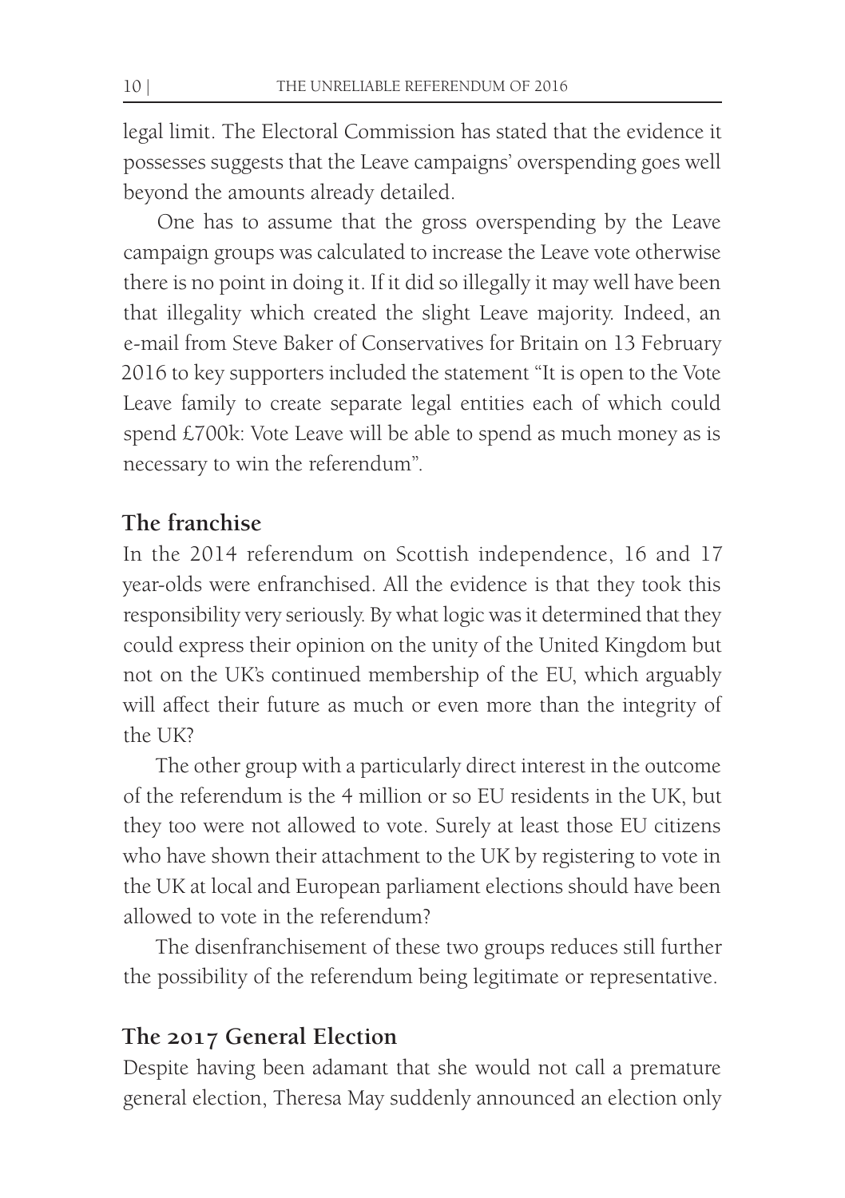legal limit. The Electoral Commission has stated that the evidence it possesses suggests that the Leave campaigns' overspending goes well beyond the amounts already detailed.

One has to assume that the gross overspending by the Leave campaign groups was calculated to increase the Leave vote otherwise there is no point in doing it. If it did so illegally it may well have been that illegality which created the slight Leave majority. Indeed, an e-mail from Steve Baker of Conservatives for Britain on 13 February 2016 to key supporters included the statement "It is open to the Vote Leave family to create separate legal entities each of which could spend £700k: Vote Leave will be able to spend as much money as is necessary to win the referendum".

## The franchise

In the 2014 referendum on Scottish independence, 16 and 17 year-olds were enfranchised. All the evidence is that they took this responsibility very seriously. By what logic was it determined that they could express their opinion on the unity of the United Kingdom but not on the UK's continued membership of the EU, which arguably will affect their future as much or even more than the integrity of the UK?

The other group with a particularly direct interest in the outcome of the referendum is the 4 million or so EU residents in the UK, but they too were not allowed to vote. Surely at least those EU citizens who have shown their attachment to the UK by registering to vote in the UK at local and European parliament elections should have been allowed to vote in the referendum?

The disenfranchisement of these two groups reduces still further the possibility of the referendum being legitimate or representative.

## The 2017 General Election

Despite having been adamant that she would not call a premature general election, Theresa May suddenly announced an election only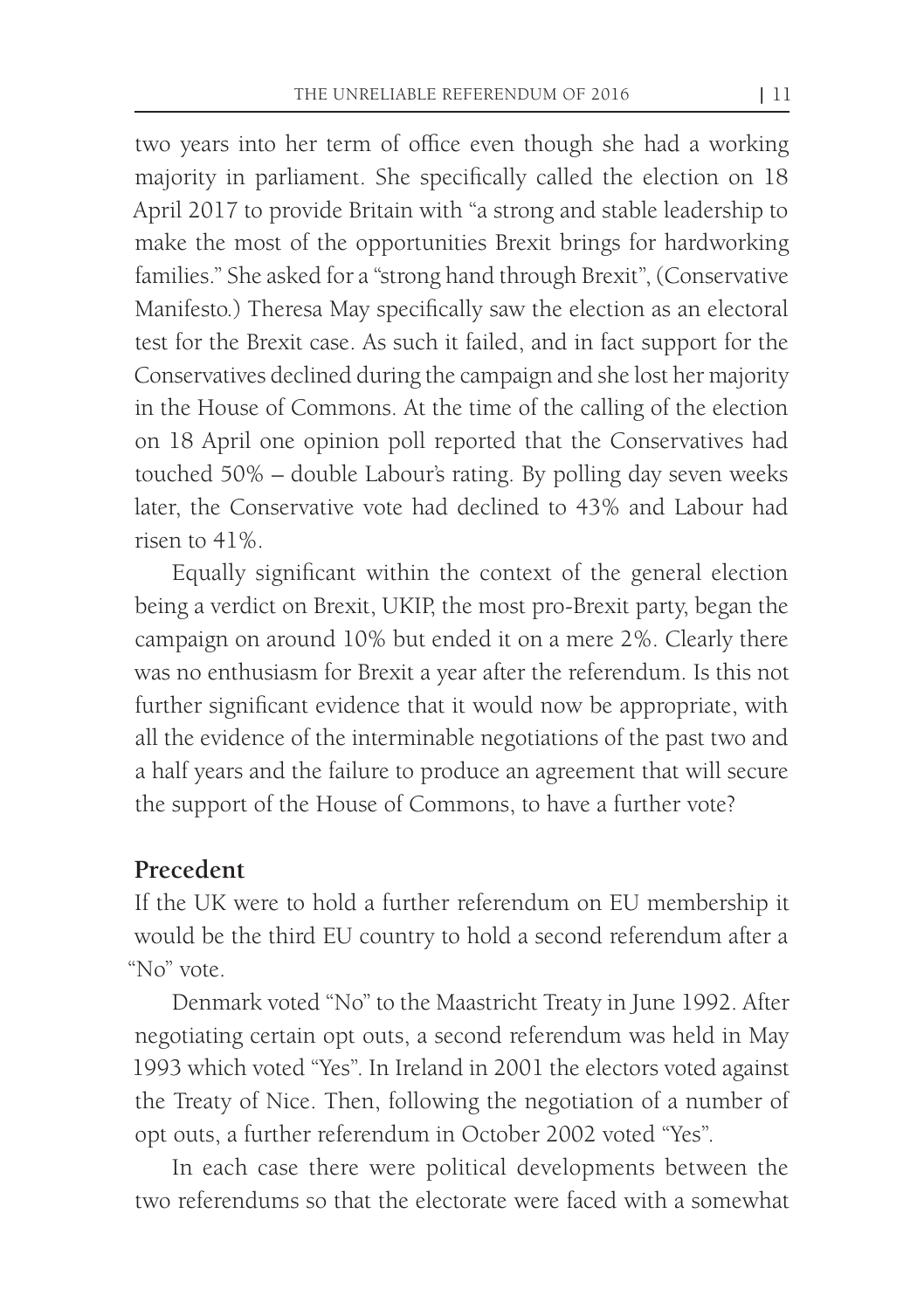two years into her term of office even though she had a working majority in parliament. She specifically called the election on 18 April 2017 to provide Britain with "a strong and stable leadership to make the most of the opportunities Brexit brings for hardworking families." She asked for a "strong hand through Brexit", (Conservative Manifesto.) Theresa May specifically saw the election as an electoral test for the Brexit case. As such it failed, and in fact support for the Conservatives declined during the campaign and she lost her majority in the House of Commons. At the time of the calling of the election on 18 April one opinion poll reported that the Conservatives had touched 50% – double Labour's rating. By polling day seven weeks later, the Conservative vote had declined to 43% and Labour had risen to 41%.

Equally significant within the context of the general election being a verdict on Brexit, UKIP, the most pro-Brexit party, began the campaign on around 10% but ended it on a mere 2%. Clearly there was no enthusiasm for Brexit a year after the referendum. Is this not further significant evidence that it would now be appropriate, with all the evidence of the interminable negotiations of the past two and a half years and the failure to produce an agreement that will secure the support of the House of Commons, to have a further vote?

## Precedent

If the UK were to hold a further referendum on EU membership it would be the third EU country to hold a second referendum after a "No" vote.

Denmark voted "No" to the Maastricht Treaty in June 1992. After negotiating certain opt outs, a second referendum was held in May 1993 which voted "Yes". In Ireland in 2001 the electors voted against the Treaty of Nice. Then, following the negotiation of a number of opt outs, a further referendum in October 2002 voted "Yes".

In each case there were political developments between the two referendums so that the electorate were faced with a somewhat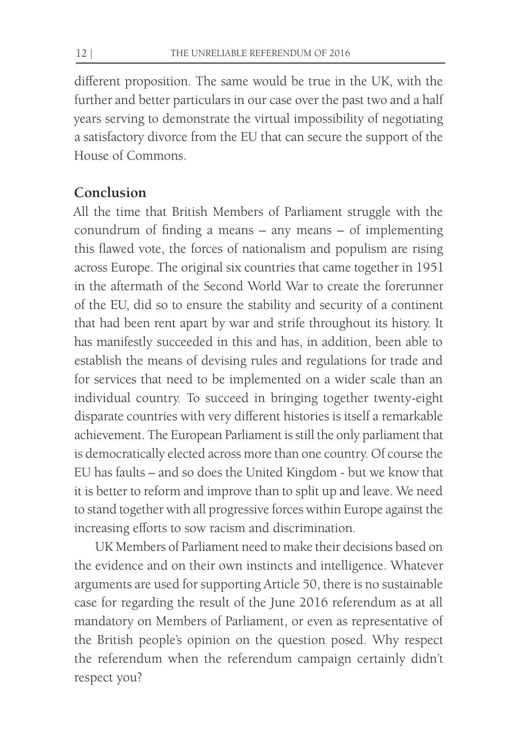different proposition. The same would be true in the UK, with the further and better particulars in our case over the past two and a half years serving to demonstrate the virtual impossibility of negotiating a satisfactory divorce from the EU that can secure the support of the House of Commons.

## Conclusion

All the time that British Members of Parliament struggle with the conundrum of finding a means – any means – of implementing this flawed vote, the forces of nationalism and populism are rising across Europe. The original six countries that came together in 1951 in the aftermath of the Second World War to create the forerunner of the EU, did so to ensure the stability and security of a continent that had been rent apart by war and strife throughout its history. It has manifestly succeeded in this and has, in addition, been able to establish the means of devising rules and regulations for trade and for services that need to be implemented on a wider scale than an individual country. To succeed in bringing together twenty-eight disparate countries with very different histories is itself a remarkable achievement. The European Parliament is still the only parliament that is democratically elected across more than one country. Of course the EU has faults – and so does the United Kingdom - but we know that it is better to reform and improve than to split up and leave. We need to stand together with all progressive forces within Europe against the increasing efforts to sow racism and discrimination.

UK Members of Parliament need to make their decisions based on the evidence and on their own instincts and intelligence. Whatever arguments are used for supporting Article 50, there is no sustainable case for regarding the result of the June 2016 referendum as at all mandatory on Members of Parliament, or even as representative of the British people's opinion on the question posed. Why respect the referendum when the referendum campaign certainly didn't respect you?